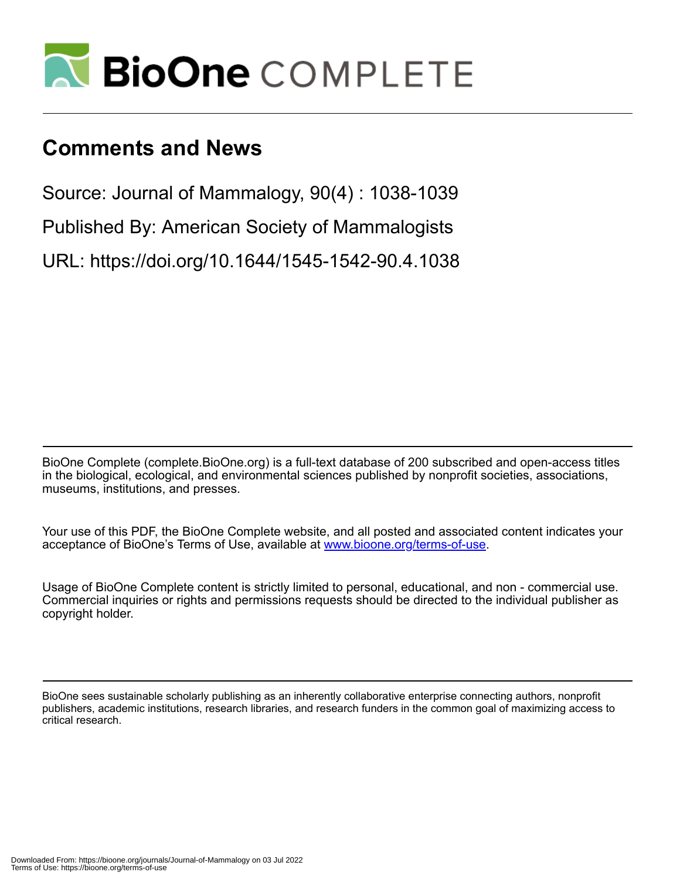# Comments and News

Source: Journal of Mammalogy, 90(4) : 1038-1039

Published By: American Society of Mammalogists

URL: https://doi.org/10.1644/1545-1542-90.4.1038

BioOne Complete (complete.BioOne.org) is a full-text database of 200 subscribed and open-access titles in the biological, ecological, and environmental sciences published by nonprofit societies, associations, museums, institutions, and presses.

Your use of this PDF, the BioOne Complete website, and all posted and associated content indicates your acceptance of BioOne's Terms of Use, available at www.bioone.org/terms-of-use.

Usage of BioOne Complete content is strictly limited to personal, educational, and non - commercial use. Commercial inquiries or rights and permissions requests should be directed to the individual publisher as copyright holder.

BioOne sees sustainable scholarly publishing as an inherently collaborative enterprise connecting authors, nonprofit publishers, academic institutions, research libraries, and research funders in the common goal of maximizing access to critical research.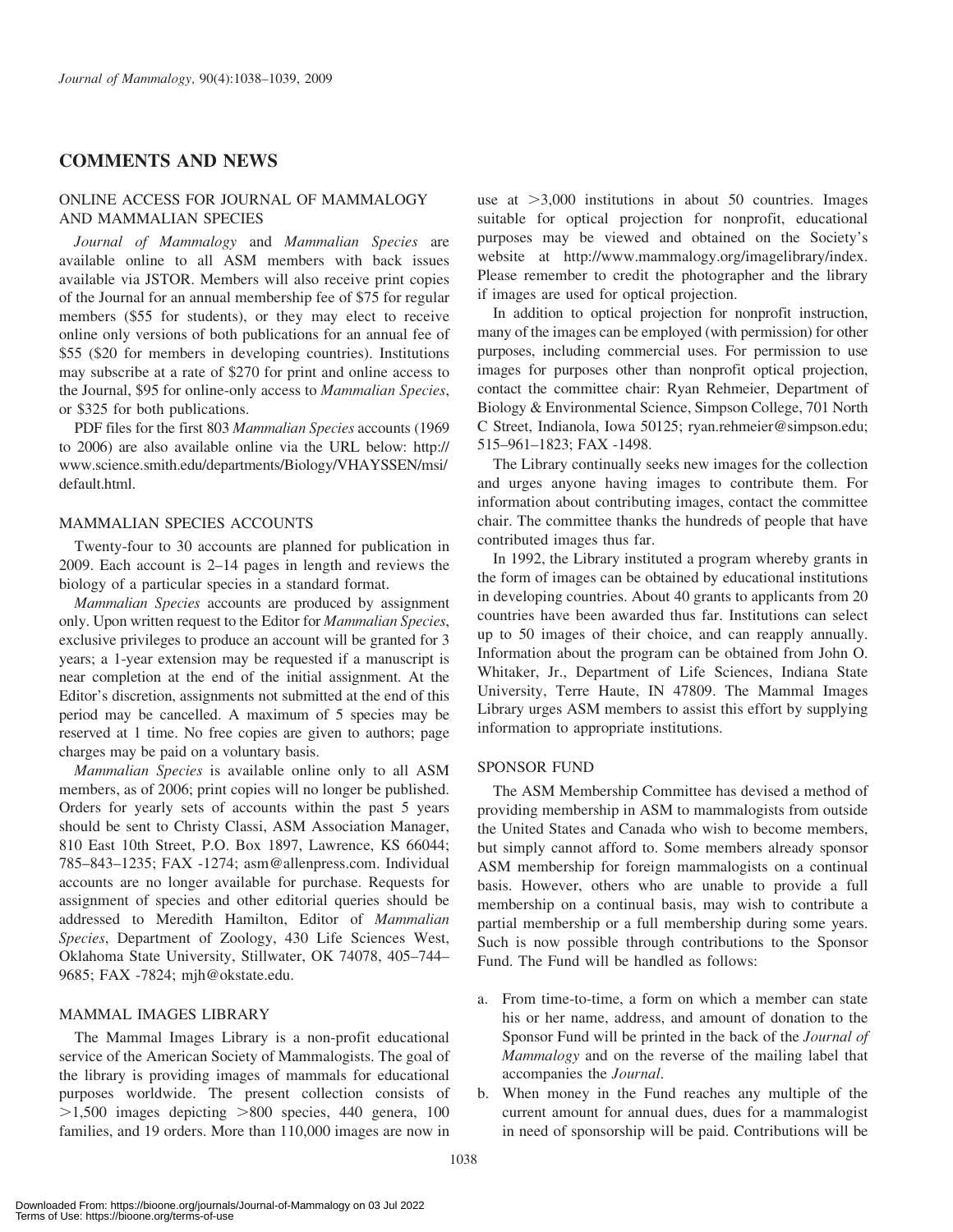# COMMENTS AND NEWS

## ONLINE ACCESS FOR JOURNAL OF MAMMALOGY AND MAMMALIAN SPECIES

*Journal of Mammalogy* and *Mammalian Species* are available online to all ASM members with back issues available via JSTOR. Members will also receive print copies of the Journal for an annual membership fee of $75 for regular members ($55 for students), or they may elect to receive online only versions of both publications for an annual fee of $55 ($20 for members in developing countries). Institutions may subscribe at a rate of $270 for print and online access to the Journal, $95 for online-only access to *Mammalian Species*, or $325 for both publications.

PDF files for the first 803 *Mammalian Species* accounts (1969 to 2006) are also available online via the URL below: http://www.science.smith.edu/departments/Biology/VHAYSSEN/msi/default.html.

## MAMMALIAN SPECIES ACCOUNTS

Twenty-four to 30 accounts are planned for publication in 2009. Each account is 2–14 pages in length and reviews the biology of a particular species in a standard format.

*Mammalian Species* accounts are produced by assignment only. Upon written request to the Editor for *Mammalian Species*, exclusive privileges to produce an account will be granted for 3 years; a 1-year extension may be requested if a manuscript is near completion at the end of the initial assignment. At the Editor's discretion, assignments not submitted at the end of this period may be cancelled. A maximum of 5 species may be reserved at 1 time. No free copies are given to authors; page charges may be paid on a voluntary basis.

*Mammalian Species* is available online only to all ASM members, as of 2006; print copies will no longer be published. Orders for yearly sets of accounts within the past 5 years should be sent to Christy Classi, ASM Association Manager, 810 East 10th Street, P.O. Box 1897, Lawrence, KS 66044; 785–843–1235; FAX -1274; asm@allenpress.com. Individual accounts are no longer available for purchase. Requests for assignment of species and other editorial queries should be addressed to Meredith Hamilton, Editor of *Mammalian Species*, Department of Zoology, 430 Life Sciences West, Oklahoma State University, Stillwater, OK 74078, 405–744–9685; FAX -7824; mjh@okstate.edu.

## MAMMAL IMAGES LIBRARY

The Mammal Images Library is a non-profit educational service of the American Society of Mammalogists. The goal of the library is providing images of mammals for educational purposes worldwide. The present collection consists of >1,500 images depicting >800 species, 440 genera, 100 families, and 19 orders. More than 110,000 images are now in use at >3,000 institutions in about 50 countries. Images suitable for optical projection for nonprofit, educational purposes may be viewed and obtained on the Society's website at http://www.mammalogy.org/imagelibrary/index. Please remember to credit the photographer and the library if images are used for optical projection.

In addition to optical projection for nonprofit instruction, many of the images can be employed (with permission) for other purposes, including commercial uses. For permission to use images for purposes other than nonprofit optical projection, contact the committee chair: Ryan Rehmeier, Department of Biology & Environmental Science, Simpson College, 701 North C Street, Indianola, Iowa 50125; ryan.rehmeier@simpson.edu; 515–961–1823; FAX -1498.

The Library continually seeks new images for the collection and urges anyone having images to contribute them. For information about contributing images, contact the committee chair. The committee thanks the hundreds of people that have contributed images thus far.

In 1992, the Library instituted a program whereby grants in the form of images can be obtained by educational institutions in developing countries. About 40 grants to applicants from 20 countries have been awarded thus far. Institutions can select up to 50 images of their choice, and can reapply annually. Information about the program can be obtained from John O. Whitaker, Jr., Department of Life Sciences, Indiana State University, Terre Haute, IN 47809. The Mammal Images Library urges ASM members to assist this effort by supplying information to appropriate institutions.

## SPONSOR FUND

The ASM Membership Committee has devised a method of providing membership in ASM to mammalogists from outside the United States and Canada who wish to become members, but simply cannot afford to. Some members already sponsor ASM membership for foreign mammalogists on a continual basis. However, others who are unable to provide a full membership on a continual basis, may wish to contribute a partial membership or a full membership during some years. Such is now possible through contributions to the Sponsor Fund. The Fund will be handled as follows:

a. From time-to-time, a form on which a member can state his or her name, address, and amount of donation to the Sponsor Fund will be printed in the back of the *Journal of Mammalogy* and on the reverse of the mailing label that accompanies the *Journal*.
b. When money in the Fund reaches any multiple of the current amount for annual dues, dues for a mammalogist in need of sponsorship will be paid. Contributions will be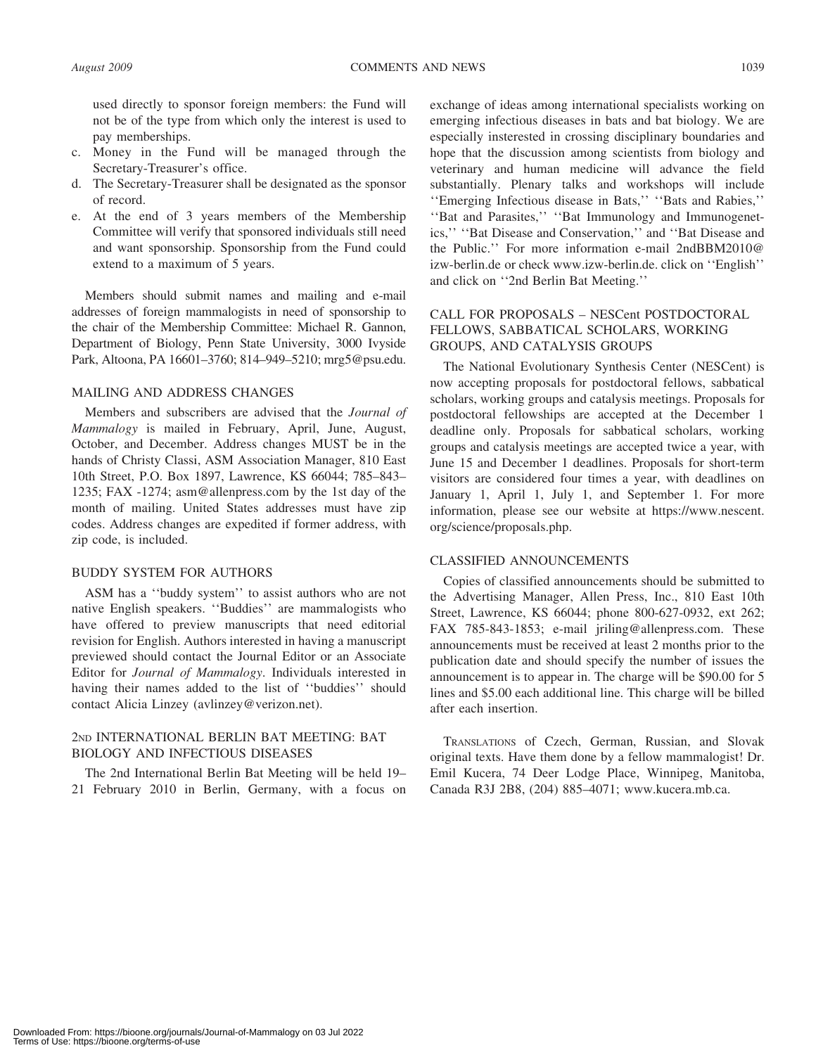used directly to sponsor foreign members: the Fund will not be of the type from which only the interest is used to pay memberships.

c. Money in the Fund will be managed through the Secretary-Treasurer's office.
d. The Secretary-Treasurer shall be designated as the sponsor of record.
e. At the end of 3 years members of the Membership Committee will verify that sponsored individuals still need and want sponsorship. Sponsorship from the Fund could extend to a maximum of 5 years.

Members should submit names and mailing and e-mail addresses of foreign mammalogists in need of sponsorship to the chair of the Membership Committee: Michael R. Gannon, Department of Biology, Penn State University, 3000 Ivyside Park, Altoona, PA 16601–3760; 814–949–5210; mrg5@psu.edu.

## MAILING AND ADDRESS CHANGES

Members and subscribers are advised that the *Journal of Mammalogy* is mailed in February, April, June, August, October, and December. Address changes MUST be in the hands of Christy Classi, ASM Association Manager, 810 East 10th Street, P.O. Box 1897, Lawrence, KS 66044; 785–843–1235; FAX -1274; asm@allenpress.com by the 1st day of the month of mailing. United States addresses must have zip codes. Address changes are expedited if former address, with zip code, is included.

## BUDDY SYSTEM FOR AUTHORS

ASM has a ''buddy system'' to assist authors who are not native English speakers. ''Buddies'' are mammalogists who have offered to preview manuscripts that need editorial revision for English. Authors interested in having a manuscript previewed should contact the Journal Editor or an Associate Editor for *Journal of Mammalogy*. Individuals interested in having their names added to the list of ''buddies'' should contact Alicia Linzey (avlinzey@verizon.net).

## 2ND INTERNATIONAL BERLIN BAT MEETING: BAT BIOLOGY AND INFECTIOUS DISEASES

The 2nd International Berlin Bat Meeting will be held 19–21 February 2010 in Berlin, Germany, with a focus on exchange of ideas among international specialists working on emerging infectious diseases in bats and bat biology. We are especially insterested in crossing disciplinary boundaries and hope that the discussion among scientists from biology and veterinary and human medicine will advance the field substantially. Plenary talks and workshops will include ''Emerging Infectious disease in Bats,'' ''Bats and Rabies,'' ''Bat and Parasites,'' ''Bat Immunology and Immunogenetics,'' ''Bat Disease and Conservation,'' and ''Bat Disease and the Public.'' For more information e-mail 2ndBBM2010@izw-berlin.de or check www.izw-berlin.de. click on ''English'' and click on ''2nd Berlin Bat Meeting.''

## CALL FOR PROPOSALS – NESCent POSTDOCTORAL FELLOWS, SABBATICAL SCHOLARS, WORKING GROUPS, AND CATALYSIS GROUPS

The National Evolutionary Synthesis Center (NESCent) is now accepting proposals for postdoctoral fellows, sabbatical scholars, working groups and catalysis meetings. Proposals for postdoctoral fellowships are accepted at the December 1 deadline only. Proposals for sabbatical scholars, working groups and catalysis meetings are accepted twice a year, with June 15 and December 1 deadlines. Proposals for short-term visitors are considered four times a year, with deadlines on January 1, April 1, July 1, and September 1. For more information, please see our website at https://www.nescent.org/science/proposals.php.

## CLASSIFIED ANNOUNCEMENTS

Copies of classified announcements should be submitted to the Advertising Manager, Allen Press, Inc., 810 East 10th Street, Lawrence, KS 66044; phone 800-627-0932, ext 262; FAX 785-843-1853; e-mail jriling@allenpress.com. These announcements must be received at least 2 months prior to the publication date and should specify the number of issues the announcement is to appear in. The charge will be $90.00 for 5 lines and $5.00 each additional line. This charge will be billed after each insertion.

TRANSLATIONS of Czech, German, Russian, and Slovak original texts. Have them done by a fellow mammalogist! Dr. Emil Kucera, 74 Deer Lodge Place, Winnipeg, Manitoba, Canada R3J 2B8, (204) 885–4071; www.kucera.mb.ca.